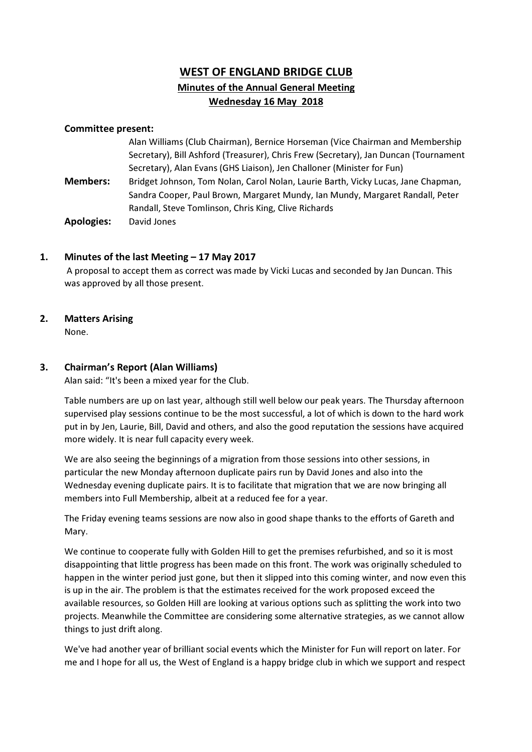# WEST OF ENGLAND BRIDGE CLUB

## Minutes of the Annual General Meeting

## Wednesday 16 May 2018

**Committee present:**

Alan Williams (Club Chairman), Bernice Horseman (Vice Chairman and Membership Secretary), Bill Ashford (Treasurer), Chris Frew (Secretary), Jan Duncan (Tournament Secretary), Alan Evans (GHS Liaison), Jen Challoner (Minister for Fun)

**Members:** Bridget Johnson, Tom Nolan, Carol Nolan, Laurie Barth, Vicky Lucas, Jane Chapman, Sandra Cooper, Paul Brown, Margaret Mundy, Ian Mundy, Margaret Randall, Peter Randall, Steve Tomlinson, Chris King, Clive Richards

**Apologies:** David Jones

### 1. Minutes of the last Meeting – 17 May 2017

A proposal to accept them as correct was made by Vicki Lucas and seconded by Jan Duncan. This was approved by all those present.

### 2. Matters Arising

None.

### 3. Chairman's Report (Alan Williams)

Alan said: "It's been a mixed year for the Club.

Table numbers are up on last year, although still well below our peak years. The Thursday afternoon supervised play sessions continue to be the most successful, a lot of which is down to the hard work put in by Jen, Laurie, Bill, David and others, and also the good reputation the sessions have acquired more widely. It is near full capacity every week.

We are also seeing the beginnings of a migration from those sessions into other sessions, in particular the new Monday afternoon duplicate pairs run by David Jones and also into the Wednesday evening duplicate pairs. It is to facilitate that migration that we are now bringing all members into Full Membership, albeit at a reduced fee for a year.

The Friday evening teams sessions are now also in good shape thanks to the efforts of Gareth and Mary.

We continue to cooperate fully with Golden Hill to get the premises refurbished, and so it is most disappointing that little progress has been made on this front. The work was originally scheduled to happen in the winter period just gone, but then it slipped into this coming winter, and now even this is up in the air. The problem is that the estimates received for the work proposed exceed the available resources, so Golden Hill are looking at various options such as splitting the work into two projects. Meanwhile the Committee are considering some alternative strategies, as we cannot allow things to just drift along.

We've had another year of brilliant social events which the Minister for Fun will report on later. For me and I hope for all us, the West of England is a happy bridge club in which we support and respect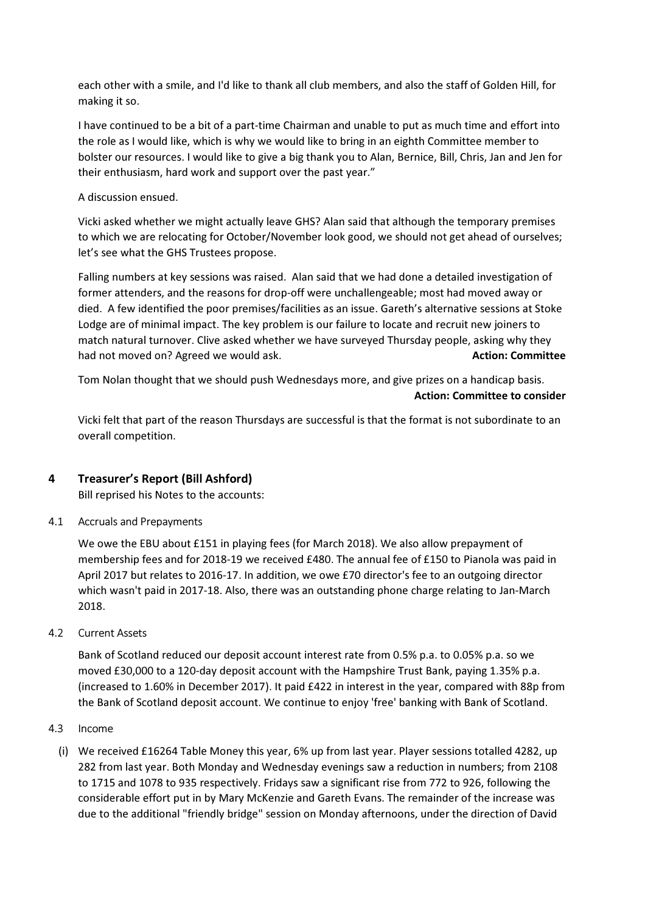each other with a smile, and I'd like to thank all club members, and also the staff of Golden Hill, for making it so.

I have continued to be a bit of a part-time Chairman and unable to put as much time and effort into the role as I would like, which is why we would like to bring in an eighth Committee member to bolster our resources. I would like to give a big thank you to Alan, Bernice, Bill, Chris, Jan and Jen for their enthusiasm, hard work and support over the past year."

A discussion ensued.

Vicki asked whether we might actually leave GHS? Alan said that although the temporary premises to which we are relocating for October/November look good, we should not get ahead of ourselves; let's see what the GHS Trustees propose.

Falling numbers at key sessions was raised. Alan said that we had done a detailed investigation of former attenders, and the reasons for drop-off were unchallengeable; most had moved away or died. A few identified the poor premises/facilities as an issue. Gareth's alternative sessions at Stoke Lodge are of minimal impact. The key problem is our failure to locate and recruit new joiners to match natural turnover. Clive asked whether we have surveyed Thursday people, asking why they had not moved on? Agreed we would ask. **Action: Committee**

Tom Nolan thought that we should push Wednesdays more, and give prizes on a handicap basis. **Action: Committee to consider**

Vicki felt that part of the reason Thursdays are successful is that the format is not subordinate to an overall competition.

## 4 Treasurer's Report (Bill Ashford)

Bill reprised his Notes to the accounts:

### 4.1 Accruals and Prepayments

We owe the EBU about £151 in playing fees (for March 2018). We also allow prepayment of membership fees and for 2018-19 we received £480. The annual fee of £150 to Pianola was paid in April 2017 but relates to 2016-17. In addition, we owe £70 director's fee to an outgoing director which wasn't paid in 2017-18. Also, there was an outstanding phone charge relating to Jan-March 2018.

### 4.2 Current Assets

Bank of Scotland reduced our deposit account interest rate from 0.5% p.a. to 0.05% p.a. so we moved £30,000 to a 120-day deposit account with the Hampshire Trust Bank, paying 1.35% p.a. (increased to 1.60% in December 2017). It paid £422 in interest in the year, compared with 88p from the Bank of Scotland deposit account. We continue to enjoy 'free' banking with Bank of Scotland.

### 4.3 Income

(i) We received £16264 Table Money this year, 6% up from last year. Player sessions totalled 4282, up 282 from last year. Both Monday and Wednesday evenings saw a reduction in numbers; from 2108 to 1715 and 1078 to 935 respectively. Fridays saw a significant rise from 772 to 926, following the considerable effort put in by Mary McKenzie and Gareth Evans. The remainder of the increase was due to the additional "friendly bridge" session on Monday afternoons, under the direction of David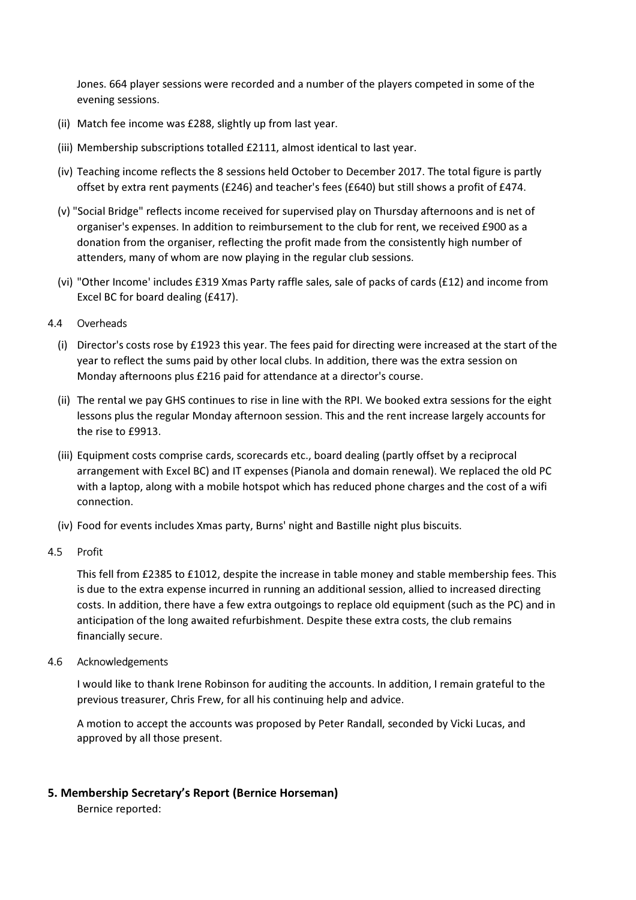Jones. 664 player sessions were recorded and a number of the players competed in some of the evening sessions.

(ii) Match fee income was £288, slightly up from last year.

(iii) Membership subscriptions totalled £2111, almost identical to last year.

(iv) Teaching income reflects the 8 sessions held October to December 2017. The total figure is partly offset by extra rent payments (£246) and teacher's fees (£640) but still shows a profit of £474.

(v) "Social Bridge" reflects income received for supervised play on Thursday afternoons and is net of organiser's expenses. In addition to reimbursement to the club for rent, we received £900 as a donation from the organiser, reflecting the profit made from the consistently high number of attenders, many of whom are now playing in the regular club sessions.

(vi) "Other Income' includes £319 Xmas Party raffle sales, sale of packs of cards (£12) and income from Excel BC for board dealing (£417).

4.4 Overheads

(i) Director's costs rose by £1923 this year. The fees paid for directing were increased at the start of the year to reflect the sums paid by other local clubs. In addition, there was the extra session on Monday afternoons plus £216 paid for attendance at a director's course.

(ii) The rental we pay GHS continues to rise in line with the RPI. We booked extra sessions for the eight lessons plus the regular Monday afternoon session. This and the rent increase largely accounts for the rise to £9913.

(iii) Equipment costs comprise cards, scorecards etc., board dealing (partly offset by a reciprocal arrangement with Excel BC) and IT expenses (Pianola and domain renewal). We replaced the old PC with a laptop, along with a mobile hotspot which has reduced phone charges and the cost of a wifi connection.

(iv) Food for events includes Xmas party, Burns' night and Bastille night plus biscuits.

4.5 Profit

This fell from £2385 to £1012, despite the increase in table money and stable membership fees. This is due to the extra expense incurred in running an additional session, allied to increased directing costs. In addition, there have a few extra outgoings to replace old equipment (such as the PC) and in anticipation of the long awaited refurbishment. Despite these extra costs, the club remains financially secure.

4.6 Acknowledgements

I would like to thank Irene Robinson for auditing the accounts. In addition, I remain grateful to the previous treasurer, Chris Frew, for all his continuing help and advice.

A motion to accept the accounts was proposed by Peter Randall, seconded by Vicki Lucas, and approved by all those present.

## 5. Membership Secretary's Report (Bernice Horseman)

Bernice reported: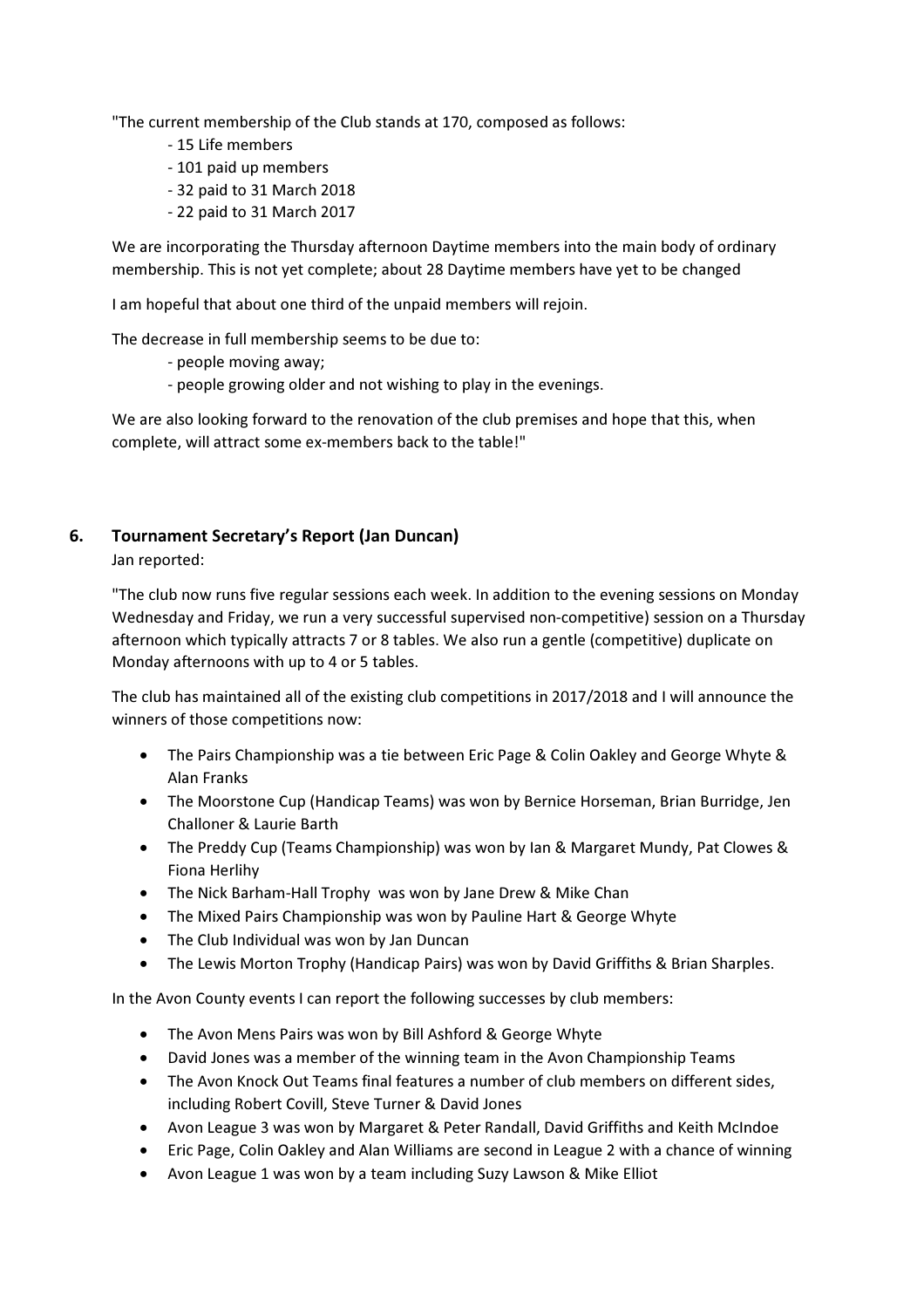"The current membership of the Club stands at 170, composed as follows:

- 15 Life members
- 101 paid up members
- 32 paid to 31 March 2018
- 22 paid to 31 March 2017

We are incorporating the Thursday afternoon Daytime members into the main body of ordinary membership. This is not yet complete; about 28 Daytime members have yet to be changed

I am hopeful that about one third of the unpaid members will rejoin.

The decrease in full membership seems to be due to:

- people moving away;
- people growing older and not wishing to play in the evenings.

We are also looking forward to the renovation of the club premises and hope that this, when complete, will attract some ex-members back to the table!"

## 6. Tournament Secretary's Report (Jan Duncan)

Jan reported:

"The club now runs five regular sessions each week. In addition to the evening sessions on Monday Wednesday and Friday, we run a very successful supervised non-competitive) session on a Thursday afternoon which typically attracts 7 or 8 tables. We also run a gentle (competitive) duplicate on Monday afternoons with up to 4 or 5 tables.

The club has maintained all of the existing club competitions in 2017/2018 and I will announce the winners of those competitions now:

- The Pairs Championship was a tie between Eric Page & Colin Oakley and George Whyte & Alan Franks
- The Moorstone Cup (Handicap Teams) was won by Bernice Horseman, Brian Burridge, Jen Challoner & Laurie Barth
- The Preddy Cup (Teams Championship) was won by Ian & Margaret Mundy, Pat Clowes & Fiona Herlihy
- The Nick Barham-Hall Trophy was won by Jane Drew & Mike Chan
- The Mixed Pairs Championship was won by Pauline Hart & George Whyte
- The Club Individual was won by Jan Duncan
- The Lewis Morton Trophy (Handicap Pairs) was won by David Griffiths & Brian Sharples.

In the Avon County events I can report the following successes by club members:

- The Avon Mens Pairs was won by Bill Ashford & George Whyte
- David Jones was a member of the winning team in the Avon Championship Teams
- The Avon Knock Out Teams final features a number of club members on different sides, including Robert Covill, Steve Turner & David Jones
- Avon League 3 was won by Margaret & Peter Randall, David Griffiths and Keith McIndoe
- Eric Page, Colin Oakley and Alan Williams are second in League 2 with a chance of winning
- Avon League 1 was won by a team including Suzy Lawson & Mike Elliot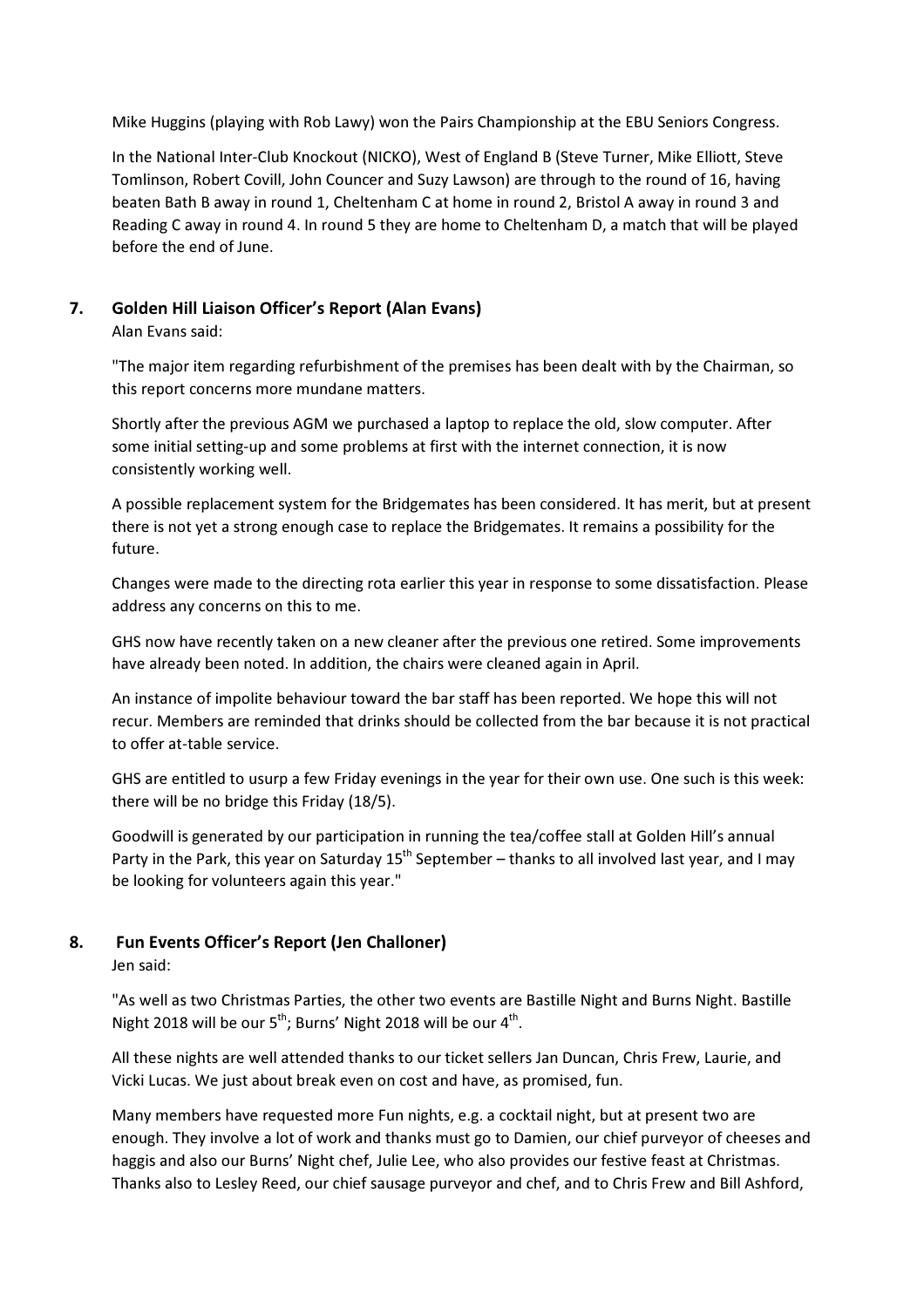Mike Huggins (playing with Rob Lawy) won the Pairs Championship at the EBU Seniors Congress.

In the National Inter-Club Knockout (NICKO), West of England B (Steve Turner, Mike Elliott, Steve Tomlinson, Robert Covill, John Councer and Suzy Lawson) are through to the round of 16, having beaten Bath B away in round 1, Cheltenham C at home in round 2, Bristol A away in round 3 and Reading C away in round 4. In round 5 they are home to Cheltenham D, a match that will be played before the end of June.

## 7. Golden Hill Liaison Officer's Report (Alan Evans)

Alan Evans said:

"The major item regarding refurbishment of the premises has been dealt with by the Chairman, so this report concerns more mundane matters.

Shortly after the previous AGM we purchased a laptop to replace the old, slow computer. After some initial setting-up and some problems at first with the internet connection, it is now consistently working well.

A possible replacement system for the Bridgemates has been considered. It has merit, but at present there is not yet a strong enough case to replace the Bridgemates. It remains a possibility for the future.

Changes were made to the directing rota earlier this year in response to some dissatisfaction. Please address any concerns on this to me.

GHS now have recently taken on a new cleaner after the previous one retired. Some improvements have already been noted. In addition, the chairs were cleaned again in April.

An instance of impolite behaviour toward the bar staff has been reported. We hope this will not recur. Members are reminded that drinks should be collected from the bar because it is not practical to offer at-table service.

GHS are entitled to usurp a few Friday evenings in the year for their own use. One such is this week: there will be no bridge this Friday (18/5).

Goodwill is generated by our participation in running the tea/coffee stall at Golden Hill's annual Party in the Park, this year on Saturday 15th September – thanks to all involved last year, and I may be looking for volunteers again this year."

## 8. Fun Events Officer's Report (Jen Challoner)

Jen said:

"As well as two Christmas Parties, the other two events are Bastille Night and Burns Night. Bastille Night 2018 will be our 5th; Burns' Night 2018 will be our 4th.

All these nights are well attended thanks to our ticket sellers Jan Duncan, Chris Frew, Laurie, and Vicki Lucas. We just about break even on cost and have, as promised, fun.

Many members have requested more Fun nights, e.g. a cocktail night, but at present two are enough. They involve a lot of work and thanks must go to Damien, our chief purveyor of cheeses and haggis and also our Burns' Night chef, Julie Lee, who also provides our festive feast at Christmas. Thanks also to Lesley Reed, our chief sausage purveyor and chef, and to Chris Frew and Bill Ashford,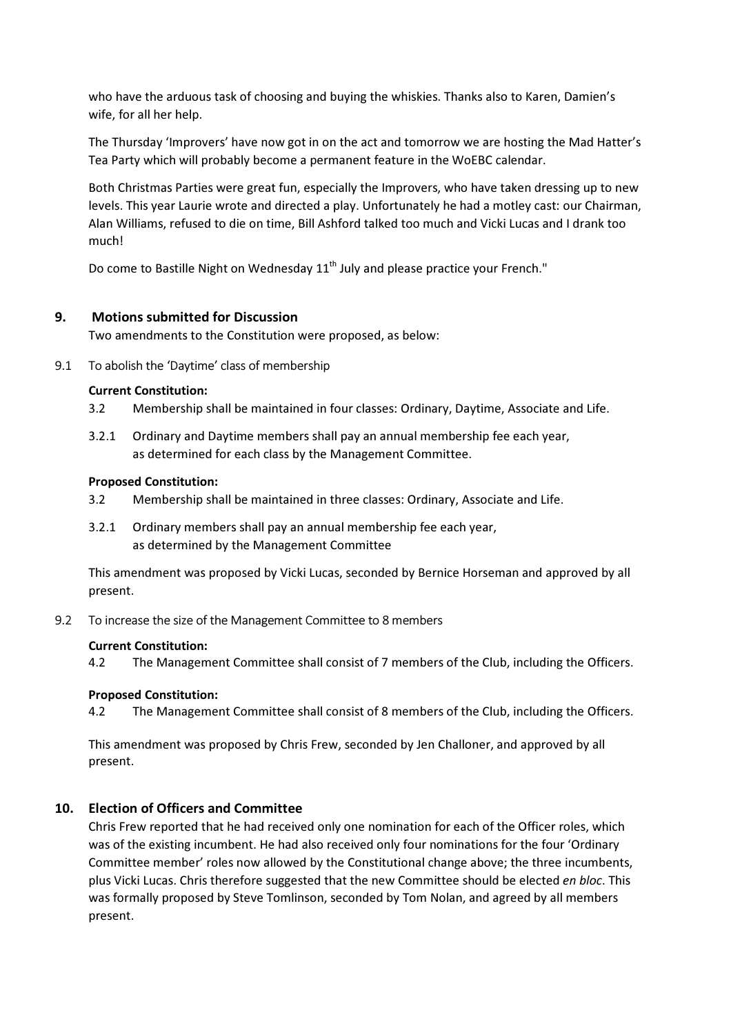who have the arduous task of choosing and buying the whiskies. Thanks also to Karen, Damien's wife, for all her help.

The Thursday 'Improvers' have now got in on the act and tomorrow we are hosting the Mad Hatter's Tea Party which will probably become a permanent feature in the WoEBC calendar.

Both Christmas Parties were great fun, especially the Improvers, who have taken dressing up to new levels. This year Laurie wrote and directed a play. Unfortunately he had a motley cast: our Chairman, Alan Williams, refused to die on time, Bill Ashford talked too much and Vicki Lucas and I drank too much!

Do come to Bastille Night on Wednesday 11th July and please practice your French."

## 9. Motions submitted for Discussion

Two amendments to the Constitution were proposed, as below:

9.1 To abolish the 'Daytime' class of membership

**Current Constitution:**

3.2 Membership shall be maintained in four classes: Ordinary, Daytime, Associate and Life.

3.2.1 Ordinary and Daytime members shall pay an annual membership fee each year, as determined for each class by the Management Committee.

**Proposed Constitution:**

3.2 Membership shall be maintained in three classes: Ordinary, Associate and Life.

3.2.1 Ordinary members shall pay an annual membership fee each year, as determined by the Management Committee

This amendment was proposed by Vicki Lucas, seconded by Bernice Horseman and approved by all present.

9.2 To increase the size of the Management Committee to 8 members

**Current Constitution:**

4.2 The Management Committee shall consist of 7 members of the Club, including the Officers.

**Proposed Constitution:**

4.2 The Management Committee shall consist of 8 members of the Club, including the Officers.

This amendment was proposed by Chris Frew, seconded by Jen Challoner, and approved by all present.

## 10. Election of Officers and Committee

Chris Frew reported that he had received only one nomination for each of the Officer roles, which was of the existing incumbent. He had also received only four nominations for the four 'Ordinary Committee member' roles now allowed by the Constitutional change above; the three incumbents, plus Vicki Lucas. Chris therefore suggested that the new Committee should be elected *en bloc*. This was formally proposed by Steve Tomlinson, seconded by Tom Nolan, and agreed by all members present.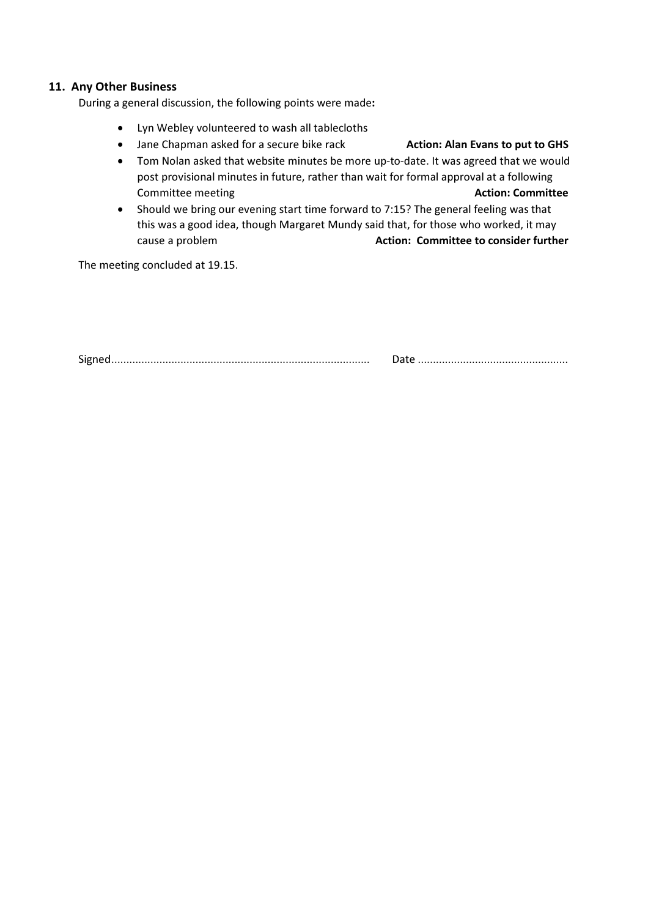## 11. Any Other Business

During a general discussion, the following points were made**:**

- Lyn Webley volunteered to wash all tablecloths
- Jane Chapman asked for a secure bike rack **Action: Alan Evans to put to GHS**
- Tom Nolan asked that website minutes be more up-to-date. It was agreed that we would post provisional minutes in future, rather than wait for formal approval at a following Committee meeting **Action: Committee**
- Should we bring our evening start time forward to 7:15? The general feeling was that this was a good idea, though Margaret Mundy said that, for those who worked, it may cause a problem **Action: Committee to consider further**

The meeting concluded at 19.15.

Signed.................................................................................... Date .................................................